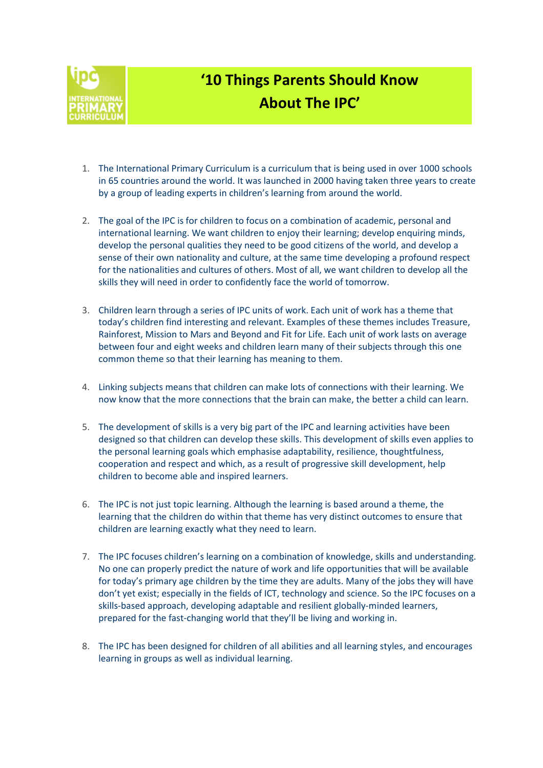# '10 Things Parents Should Know About The IPC'

1. The International Primary Curriculum is a curriculum that is being used in over 1000 schools in 65 countries around the world. It was launched in 2000 having taken three years to create by a group of leading experts in children's learning from around the world.

2. The goal of the IPC is for children to focus on a combination of academic, personal and international learning. We want children to enjoy their learning; develop enquiring minds, develop the personal qualities they need to be good citizens of the world, and develop a sense of their own nationality and culture, at the same time developing a profound respect for the nationalities and cultures of others. Most of all, we want children to develop all the skills they will need in order to confidently face the world of tomorrow.

3. Children learn through a series of IPC units of work. Each unit of work has a theme that today's children find interesting and relevant. Examples of these themes includes Treasure, Rainforest, Mission to Mars and Beyond and Fit for Life. Each unit of work lasts on average between four and eight weeks and children learn many of their subjects through this one common theme so that their learning has meaning to them.

4. Linking subjects means that children can make lots of connections with their learning. We now know that the more connections that the brain can make, the better a child can learn.

5. The development of skills is a very big part of the IPC and learning activities have been designed so that children can develop these skills. This development of skills even applies to the personal learning goals which emphasise adaptability, resilience, thoughtfulness, cooperation and respect and which, as a result of progressive skill development, help children to become able and inspired learners.

6. The IPC is not just topic learning. Although the learning is based around a theme, the learning that the children do within that theme has very distinct outcomes to ensure that children are learning exactly what they need to learn.

7. The IPC focuses children's learning on a combination of knowledge, skills and understanding. No one can properly predict the nature of work and life opportunities that will be available for today's primary age children by the time they are adults. Many of the jobs they will have don't yet exist; especially in the fields of ICT, technology and science. So the IPC focuses on a skills-based approach, developing adaptable and resilient globally-minded learners, prepared for the fast-changing world that they'll be living and working in.

8. The IPC has been designed for children of all abilities and all learning styles, and encourages learning in groups as well as individual learning.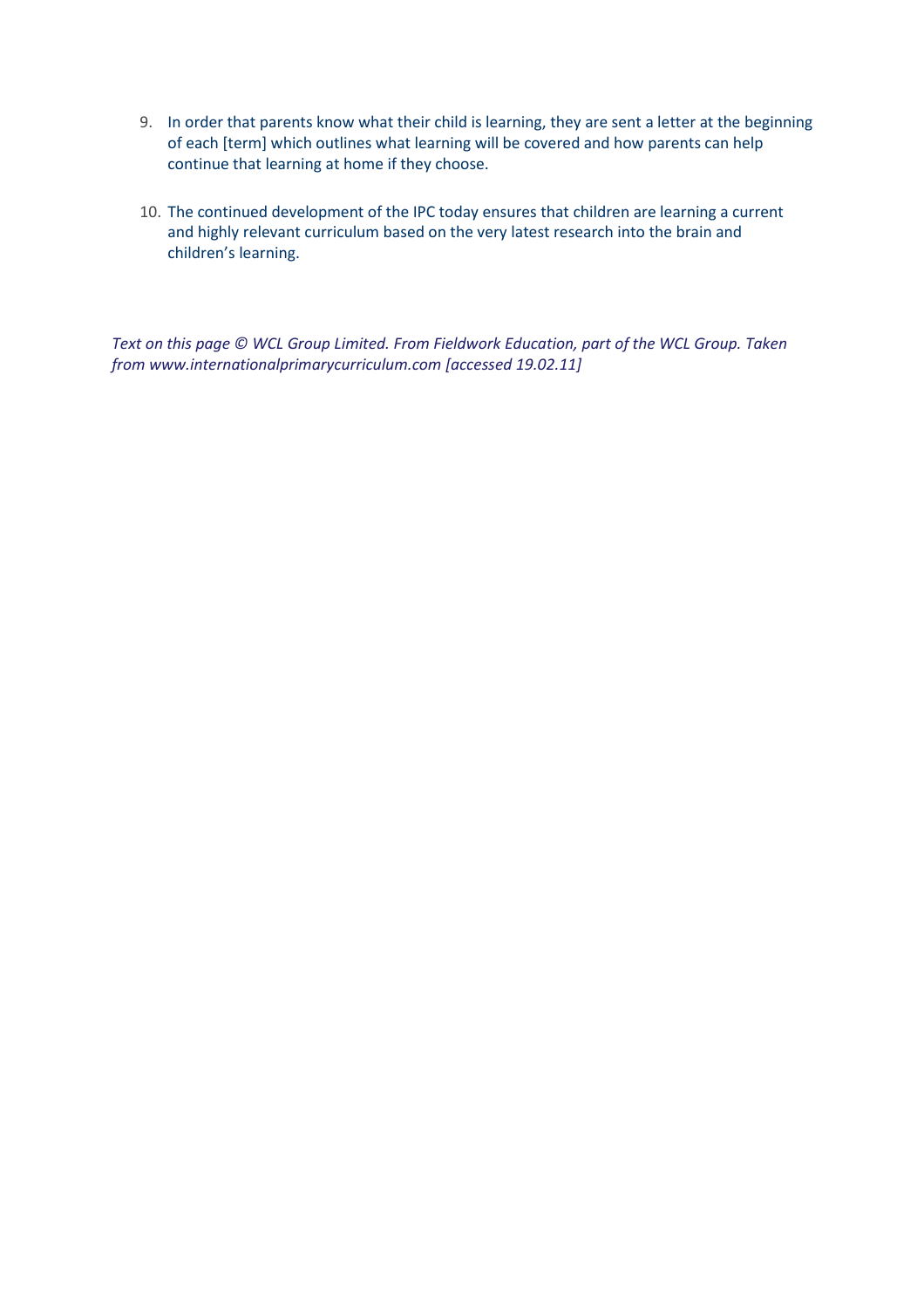9. In order that parents know what their child is learning, they are sent a letter at the beginning of each [term] which outlines what learning will be covered and how parents can help continue that learning at home if they choose.

10. The continued development of the IPC today ensures that children are learning a current and highly relevant curriculum based on the very latest research into the brain and children's learning.

*Text on this page © WCL Group Limited. From Fieldwork Education, part of the WCL Group. Taken from www.internationalprimarycurriculum.com [accessed 19.02.11]*